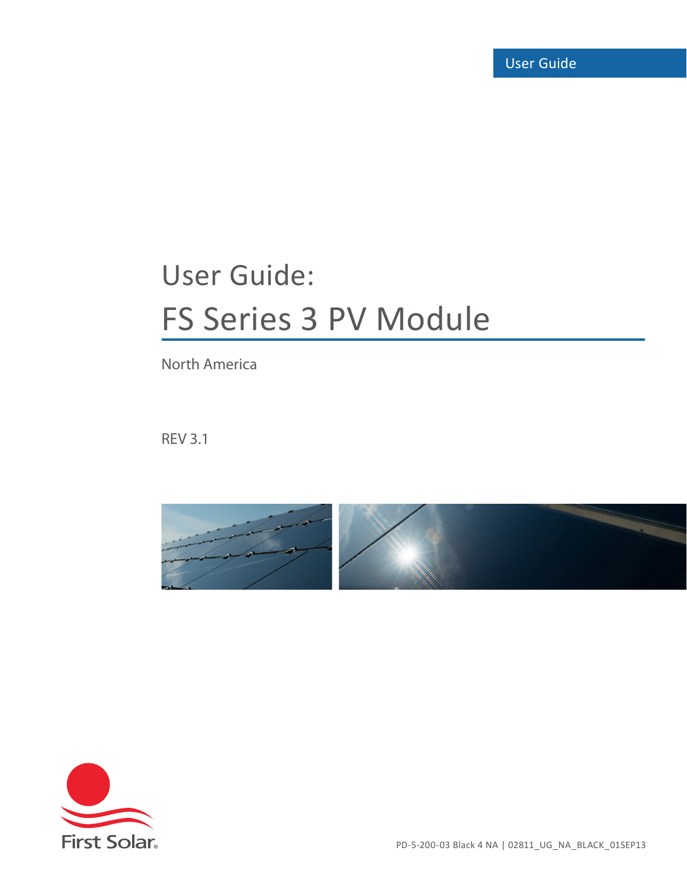User Guide

# User Guide:

# FS Series 3 PV Module

North America

REV 3.1

First Solar

PD-5-200-03 Black 4 NA | 02811_UG_NA_BLACK_01SEP13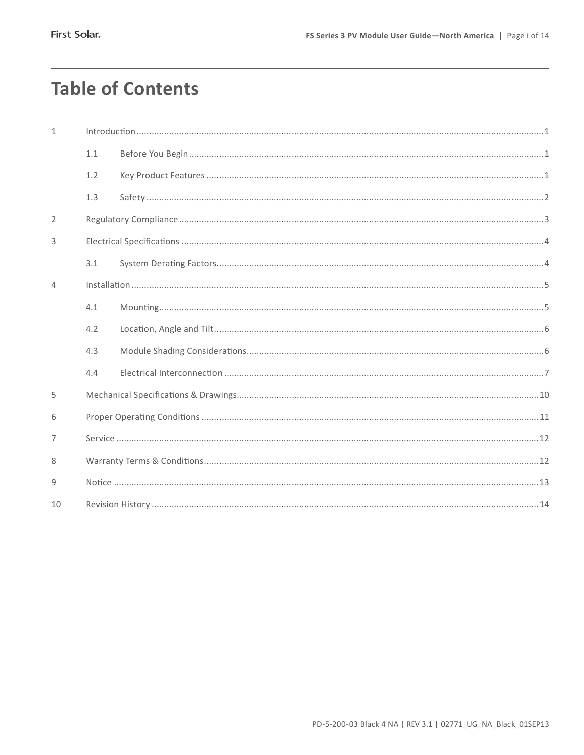# Table of Contents

1 Introduction ..... 1

- 1.1 Before You Begin ..... 1
- 1.2 Key Product Features ..... 1
- 1.3 Safety ..... 2

2 Regulatory Compliance ..... 3

3 Electrical Specifications ..... 4

- 3.1 System Derating Factors ..... 4

4 Installation ..... 5

- 4.1 Mounting ..... 5
- 4.2 Location, Angle and Tilt ..... 6
- 4.3 Module Shading Considerations ..... 6
- 4.4 Electrical Interconnection ..... 7

5 Mechanical Specifications & Drawings ..... 10

6 Proper Operating Conditions ..... 11

7 Service ..... 12

8 Warranty Terms & Conditions ..... 12

9 Notice ..... 13

10 Revision History ..... 14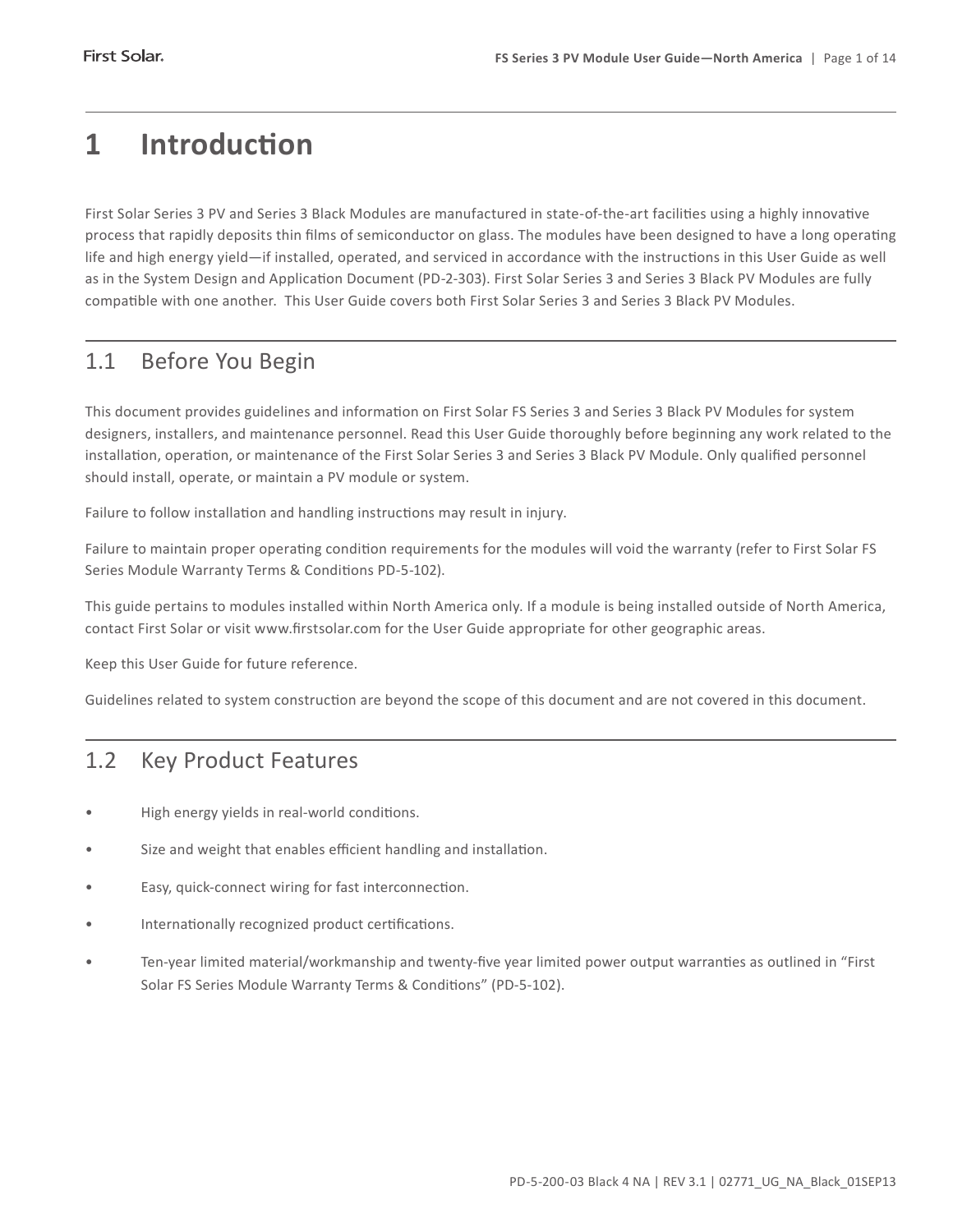# 1 Introduction

First Solar Series 3 PV and Series 3 Black Modules are manufactured in state-of-the-art facilities using a highly innovative process that rapidly deposits thin films of semiconductor on glass. The modules have been designed to have a long operating life and high energy yield—if installed, operated, and serviced in accordance with the instructions in this User Guide as well as in the System Design and Application Document (PD-2-303). First Solar Series 3 and Series 3 Black PV Modules are fully compatible with one another. This User Guide covers both First Solar Series 3 and Series 3 Black PV Modules.

## 1.1 Before You Begin

This document provides guidelines and information on First Solar FS Series 3 and Series 3 Black PV Modules for system designers, installers, and maintenance personnel. Read this User Guide thoroughly before beginning any work related to the installation, operation, or maintenance of the First Solar Series 3 and Series 3 Black PV Module. Only qualified personnel should install, operate, or maintain a PV module or system.

Failure to follow installation and handling instructions may result in injury.

Failure to maintain proper operating condition requirements for the modules will void the warranty (refer to First Solar FS Series Module Warranty Terms & Conditions PD-5-102).

This guide pertains to modules installed within North America only. If a module is being installed outside of North America, contact First Solar or visit www.firstsolar.com for the User Guide appropriate for other geographic areas.

Keep this User Guide for future reference.

Guidelines related to system construction are beyond the scope of this document and are not covered in this document.

## 1.2 Key Product Features

- High energy yields in real-world conditions.
- Size and weight that enables efficient handling and installation.
- Easy, quick-connect wiring for fast interconnection.
- Internationally recognized product certifications.
- Ten-year limited material/workmanship and twenty-five year limited power output warranties as outlined in “First Solar FS Series Module Warranty Terms & Conditions” (PD-5-102).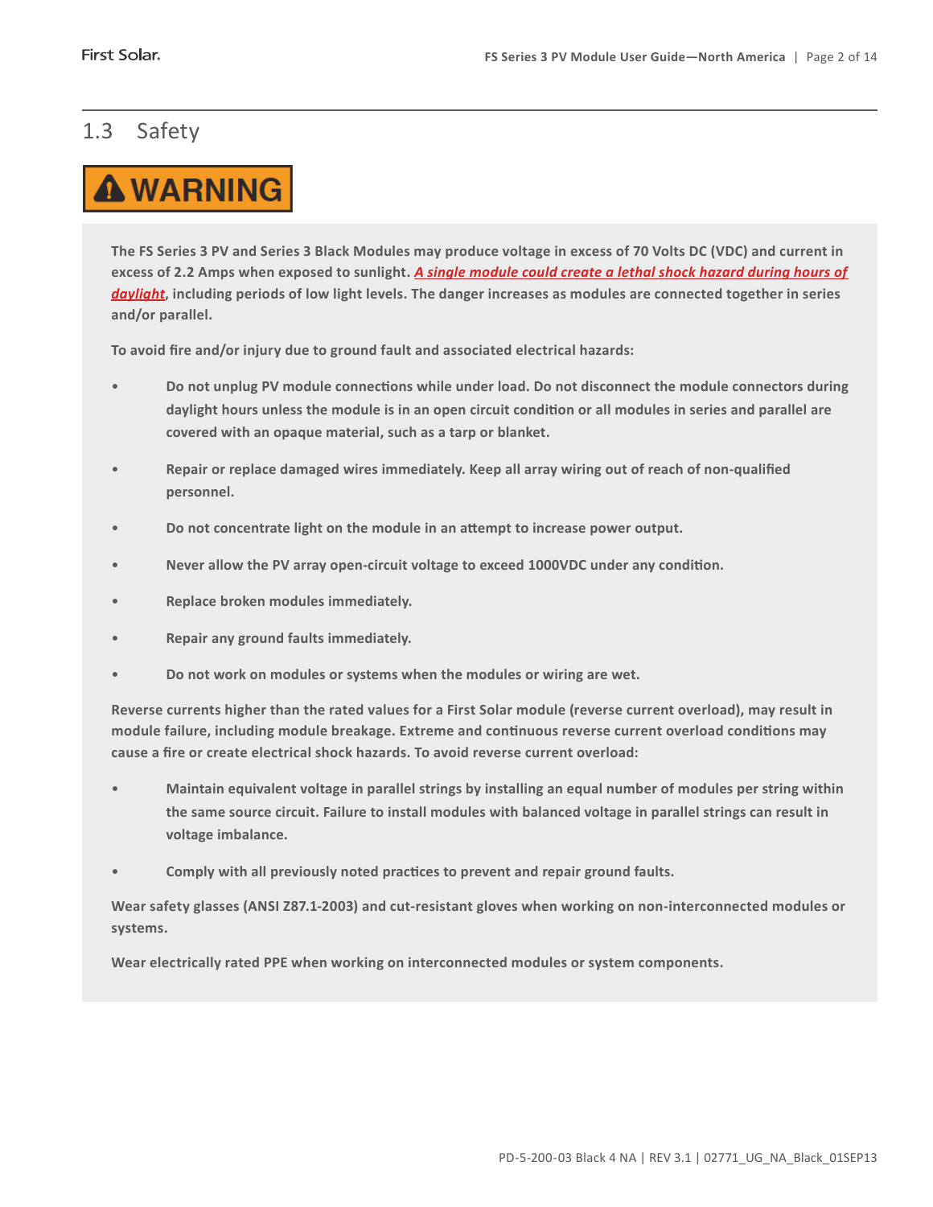## 1.3 Safety

**WARNING**

**The FS Series 3 PV and Series 3 Black Modules may produce voltage in excess of 70 Volts DC (VDC) and current in excess of 2.2 Amps when exposed to sunlight. *A single module could create a lethal shock hazard during hours of daylight*, including periods of low light levels. The danger increases as modules are connected together in series and/or parallel.**

**To avoid fire and/or injury due to ground fault and associated electrical hazards:**

- **Do not unplug PV module connections while under load. Do not disconnect the module connectors during daylight hours unless the module is in an open circuit condition or all modules in series and parallel are covered with an opaque material, such as a tarp or blanket.**
- **Repair or replace damaged wires immediately. Keep all array wiring out of reach of non-qualified personnel.**
- **Do not concentrate light on the module in an attempt to increase power output.**
- **Never allow the PV array open-circuit voltage to exceed 1000VDC under any condition.**
- **Replace broken modules immediately.**
- **Repair any ground faults immediately.**
- **Do not work on modules or systems when the modules or wiring are wet.**

**Reverse currents higher than the rated values for a First Solar module (reverse current overload), may result in module failure, including module breakage. Extreme and continuous reverse current overload conditions may cause a fire or create electrical shock hazards. To avoid reverse current overload:**

- **Maintain equivalent voltage in parallel strings by installing an equal number of modules per string within the same source circuit. Failure to install modules with balanced voltage in parallel strings can result in voltage imbalance.**
- **Comply with all previously noted practices to prevent and repair ground faults.**

**Wear safety glasses (ANSI Z87.1-2003) and cut-resistant gloves when working on non-interconnected modules or systems.**

**Wear electrically rated PPE when working on interconnected modules or system components.**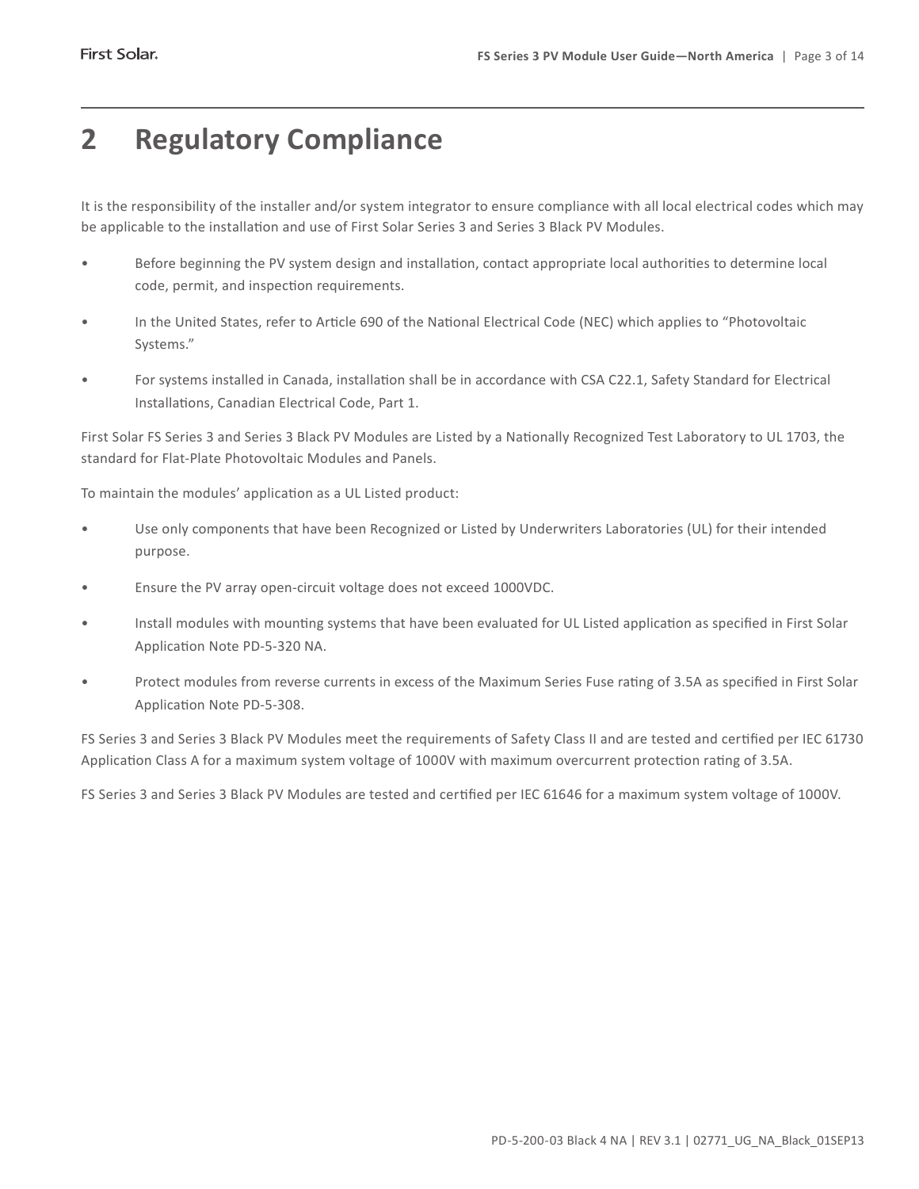# 2 Regulatory Compliance

It is the responsibility of the installer and/or system integrator to ensure compliance with all local electrical codes which may be applicable to the installation and use of First Solar Series 3 and Series 3 Black PV Modules.

- Before beginning the PV system design and installation, contact appropriate local authorities to determine local code, permit, and inspection requirements.
- In the United States, refer to Article 690 of the National Electrical Code (NEC) which applies to "Photovoltaic Systems."
- For systems installed in Canada, installation shall be in accordance with CSA C22.1, Safety Standard for Electrical Installations, Canadian Electrical Code, Part 1.

First Solar FS Series 3 and Series 3 Black PV Modules are Listed by a Nationally Recognized Test Laboratory to UL 1703, the standard for Flat-Plate Photovoltaic Modules and Panels.

To maintain the modules' application as a UL Listed product:

- Use only components that have been Recognized or Listed by Underwriters Laboratories (UL) for their intended purpose.
- Ensure the PV array open-circuit voltage does not exceed 1000VDC.
- Install modules with mounting systems that have been evaluated for UL Listed application as specified in First Solar Application Note PD-5-320 NA.
- Protect modules from reverse currents in excess of the Maximum Series Fuse rating of 3.5A as specified in First Solar Application Note PD-5-308.

FS Series 3 and Series 3 Black PV Modules meet the requirements of Safety Class II and are tested and certified per IEC 61730 Application Class A for a maximum system voltage of 1000V with maximum overcurrent protection rating of 3.5A.

FS Series 3 and Series 3 Black PV Modules are tested and certified per IEC 61646 for a maximum system voltage of 1000V.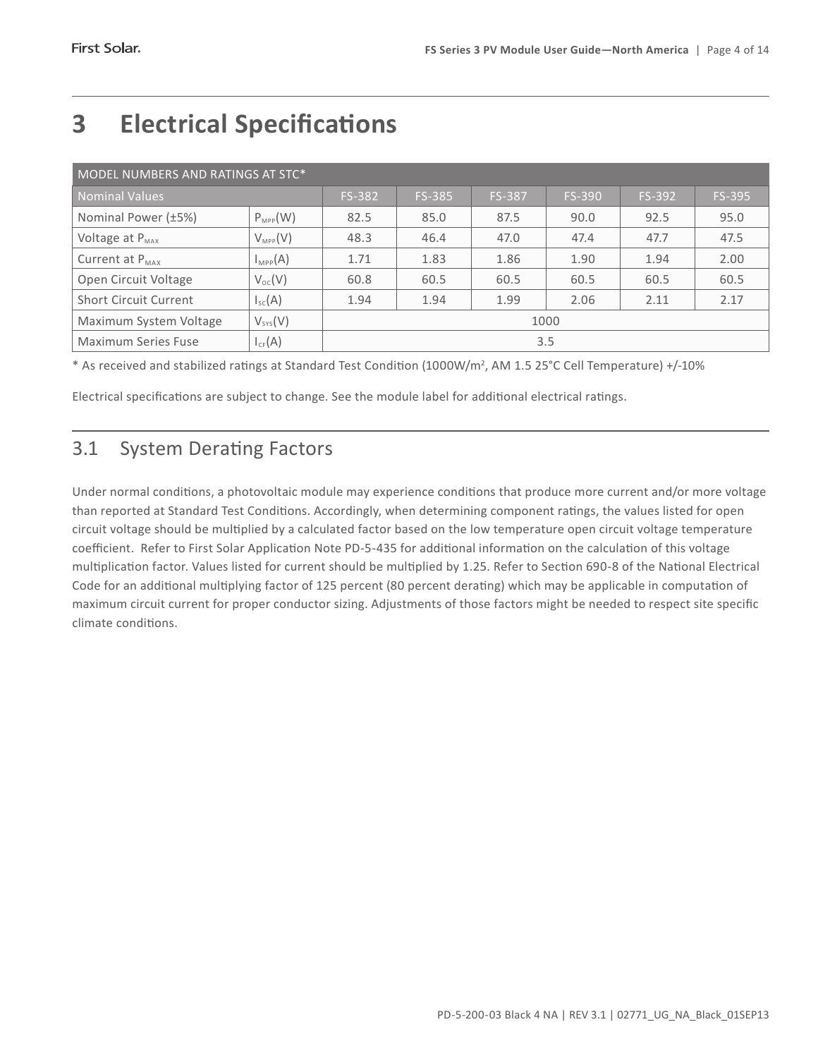# 3 Electrical Specifications

| MODEL NUMBERS AND RATINGS AT STC* | | | | | | | |
|---|---|---|---|---|---|---|---|
| Nominal Values | | FS-382 | FS-385 | FS-387 | FS-390 | FS-392 | FS-395 |
| Nominal Power (±5%) | $P_{MPP}$(W) | 82.5 | 85.0 | 87.5 | 90.0 | 92.5 | 95.0 |
| Voltage at $P_{MAX}$ | $V_{MPP}$(V) | 48.3 | 46.4 | 47.0 | 47.4 | 47.7 | 47.5 |
| Current at $P_{MAX}$ | $I_{MPP}$(A) | 1.71 | 1.83 | 1.86 | 1.90 | 1.94 | 2.00 |
| Open Circuit Voltage | $V_{OC}$(V) | 60.8 | 60.5 | 60.5 | 60.5 | 60.5 | 60.5 |
| Short Circuit Current | $I_{SC}$(A) | 1.94 | 1.94 | 1.99 | 2.06 | 2.11 | 2.17 |
| Maximum System Voltage | $V_{SYS}$(V) | 1000 | | | | | |
| Maximum Series Fuse | $I_{CF}$(A) | 3.5 | | | | | |

* As received and stabilized ratings at Standard Test Condition (1000W/m$^2$, AM 1.5 25°C Cell Temperature) +/-10%

Electrical specifications are subject to change. See the module label for additional electrical ratings.

## 3.1 System Derating Factors

Under normal conditions, a photovoltaic module may experience conditions that produce more current and/or more voltage than reported at Standard Test Conditions. Accordingly, when determining component ratings, the values listed for open circuit voltage should be multiplied by a calculated factor based on the low temperature open circuit voltage temperature coefficient. Refer to First Solar Application Note PD-5-435 for additional information on the calculation of this voltage multiplication factor. Values listed for current should be multiplied by 1.25. Refer to Section 690-8 of the National Electrical Code for an additional multiplying factor of 125 percent (80 percent derating) which may be applicable in computation of maximum circuit current for proper conductor sizing. Adjustments of those factors might be needed to respect site specific climate conditions.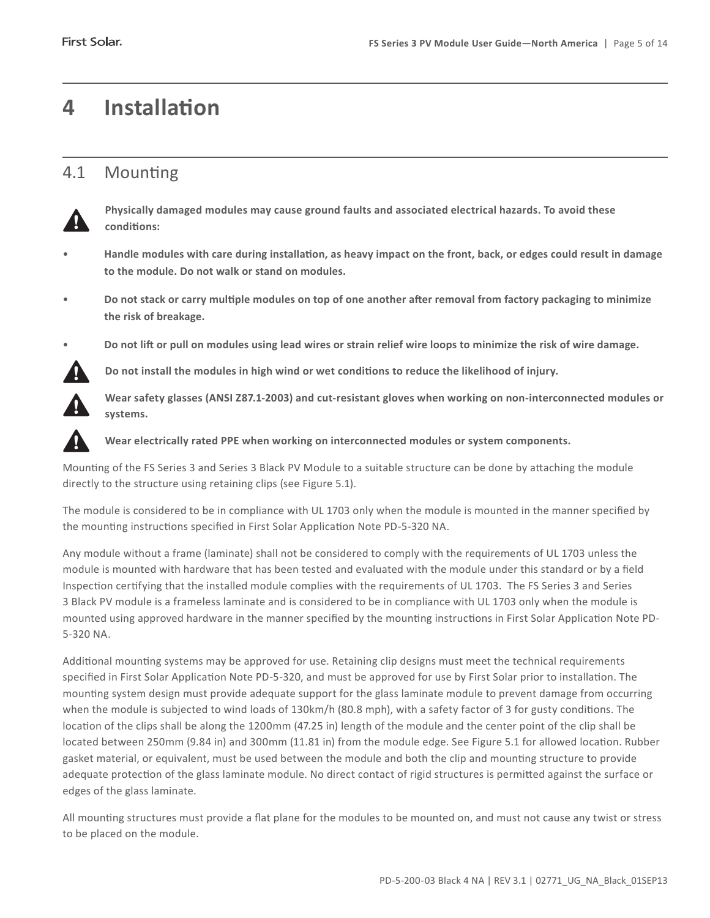# 4 Installation

## 4.1 Mounting

**Physically damaged modules may cause ground faults and associated electrical hazards. To avoid these conditions:**

- **Handle modules with care during installation, as heavy impact on the front, back, or edges could result in damage to the module. Do not walk or stand on modules.**
- **Do not stack or carry multiple modules on top of one another after removal from factory packaging to minimize the risk of breakage.**
- **Do not lift or pull on modules using lead wires or strain relief wire loops to minimize the risk of wire damage.**

**Do not install the modules in high wind or wet conditions to reduce the likelihood of injury.**

**Wear safety glasses (ANSI Z87.1-2003) and cut-resistant gloves when working on non-interconnected modules or systems.**

**Wear electrically rated PPE when working on interconnected modules or system components.**

Mounting of the FS Series 3 and Series 3 Black PV Module to a suitable structure can be done by attaching the module directly to the structure using retaining clips (see Figure 5.1).

The module is considered to be in compliance with UL 1703 only when the module is mounted in the manner specified by the mounting instructions specified in First Solar Application Note PD-5-320 NA.

Any module without a frame (laminate) shall not be considered to comply with the requirements of UL 1703 unless the module is mounted with hardware that has been tested and evaluated with the module under this standard or by a field Inspection certifying that the installed module complies with the requirements of UL 1703. The FS Series 3 and Series 3 Black PV module is a frameless laminate and is considered to be in compliance with UL 1703 only when the module is mounted using approved hardware in the manner specified by the mounting instructions in First Solar Application Note PD-5-320 NA.

Additional mounting systems may be approved for use. Retaining clip designs must meet the technical requirements specified in First Solar Application Note PD-5-320, and must be approved for use by First Solar prior to installation. The mounting system design must provide adequate support for the glass laminate module to prevent damage from occurring when the module is subjected to wind loads of 130km/h (80.8 mph), with a safety factor of 3 for gusty conditions. The location of the clips shall be along the 1200mm (47.25 in) length of the module and the center point of the clip shall be located between 250mm (9.84 in) and 300mm (11.81 in) from the module edge. See Figure 5.1 for allowed location. Rubber gasket material, or equivalent, must be used between the module and both the clip and mounting structure to provide adequate protection of the glass laminate module. No direct contact of rigid structures is permitted against the surface or edges of the glass laminate.

All mounting structures must provide a flat plane for the modules to be mounted on, and must not cause any twist or stress to be placed on the module.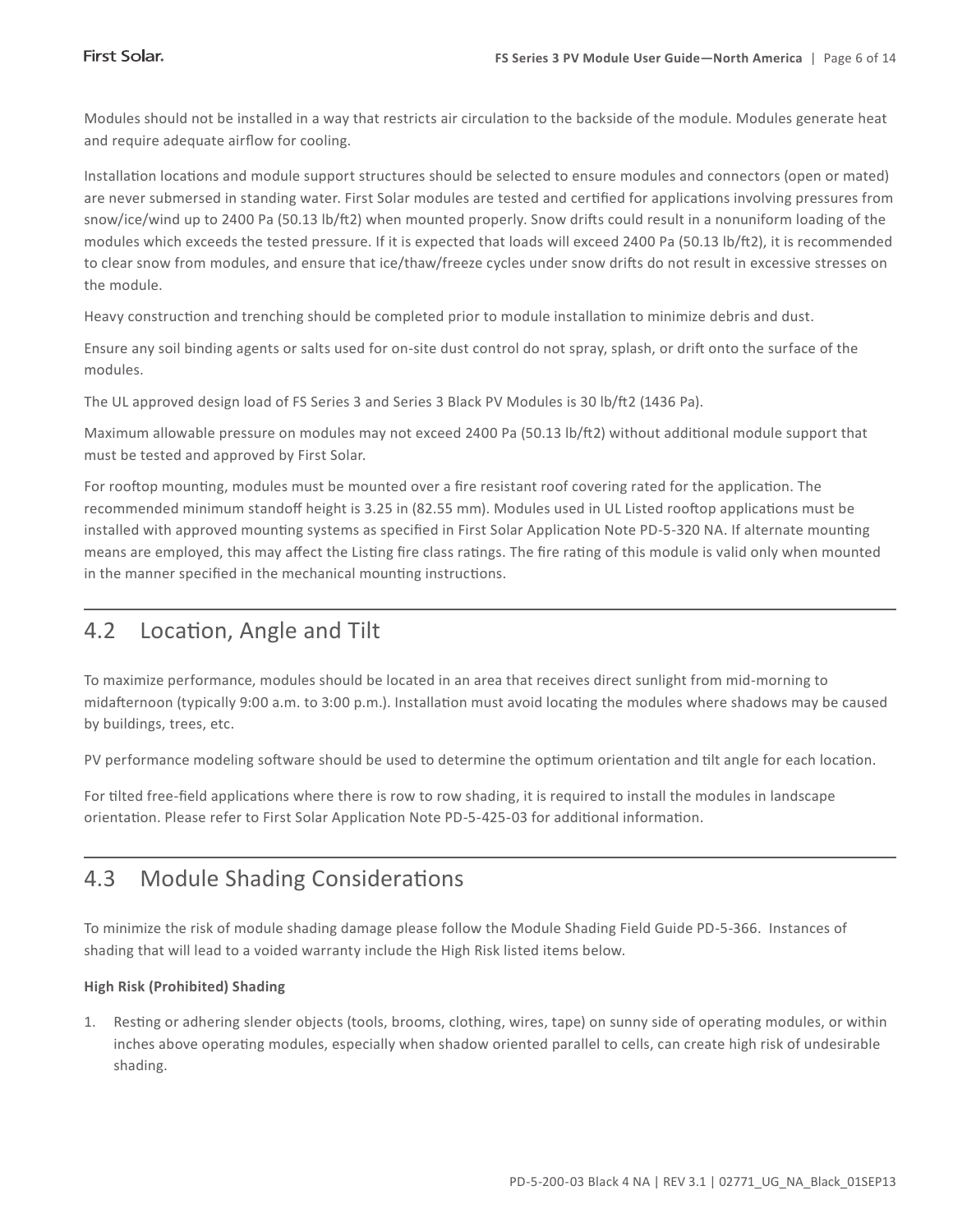Modules should not be installed in a way that restricts air circulation to the backside of the module. Modules generate heat and require adequate airflow for cooling.

Installation locations and module support structures should be selected to ensure modules and connectors (open or mated) are never submersed in standing water. First Solar modules are tested and certified for applications involving pressures from snow/ice/wind up to 2400 Pa (50.13 lb/ft2) when mounted properly. Snow drifts could result in a nonuniform loading of the modules which exceeds the tested pressure. If it is expected that loads will exceed 2400 Pa (50.13 lb/ft2), it is recommended to clear snow from modules, and ensure that ice/thaw/freeze cycles under snow drifts do not result in excessive stresses on the module.

Heavy construction and trenching should be completed prior to module installation to minimize debris and dust.

Ensure any soil binding agents or salts used for on-site dust control do not spray, splash, or drift onto the surface of the modules.

The UL approved design load of FS Series 3 and Series 3 Black PV Modules is 30 lb/ft2 (1436 Pa).

Maximum allowable pressure on modules may not exceed 2400 Pa (50.13 lb/ft2) without additional module support that must be tested and approved by First Solar.

For rooftop mounting, modules must be mounted over a fire resistant roof covering rated for the application. The recommended minimum standoff height is 3.25 in (82.55 mm). Modules used in UL Listed rooftop applications must be installed with approved mounting systems as specified in First Solar Application Note PD-5-320 NA. If alternate mounting means are employed, this may affect the Listing fire class ratings. The fire rating of this module is valid only when mounted in the manner specified in the mechanical mounting instructions.

## 4.2 Location, Angle and Tilt

To maximize performance, modules should be located in an area that receives direct sunlight from mid-morning to midafternoon (typically 9:00 a.m. to 3:00 p.m.). Installation must avoid locating the modules where shadows may be caused by buildings, trees, etc.

PV performance modeling software should be used to determine the optimum orientation and tilt angle for each location.

For tilted free-field applications where there is row to row shading, it is required to install the modules in landscape orientation. Please refer to First Solar Application Note PD-5-425-03 for additional information.

## 4.3 Module Shading Considerations

To minimize the risk of module shading damage please follow the Module Shading Field Guide PD-5-366. Instances of shading that will lead to a voided warranty include the High Risk listed items below.

**High Risk (Prohibited) Shading**

1. Resting or adhering slender objects (tools, brooms, clothing, wires, tape) on sunny side of operating modules, or within inches above operating modules, especially when shadow oriented parallel to cells, can create high risk of undesirable shading.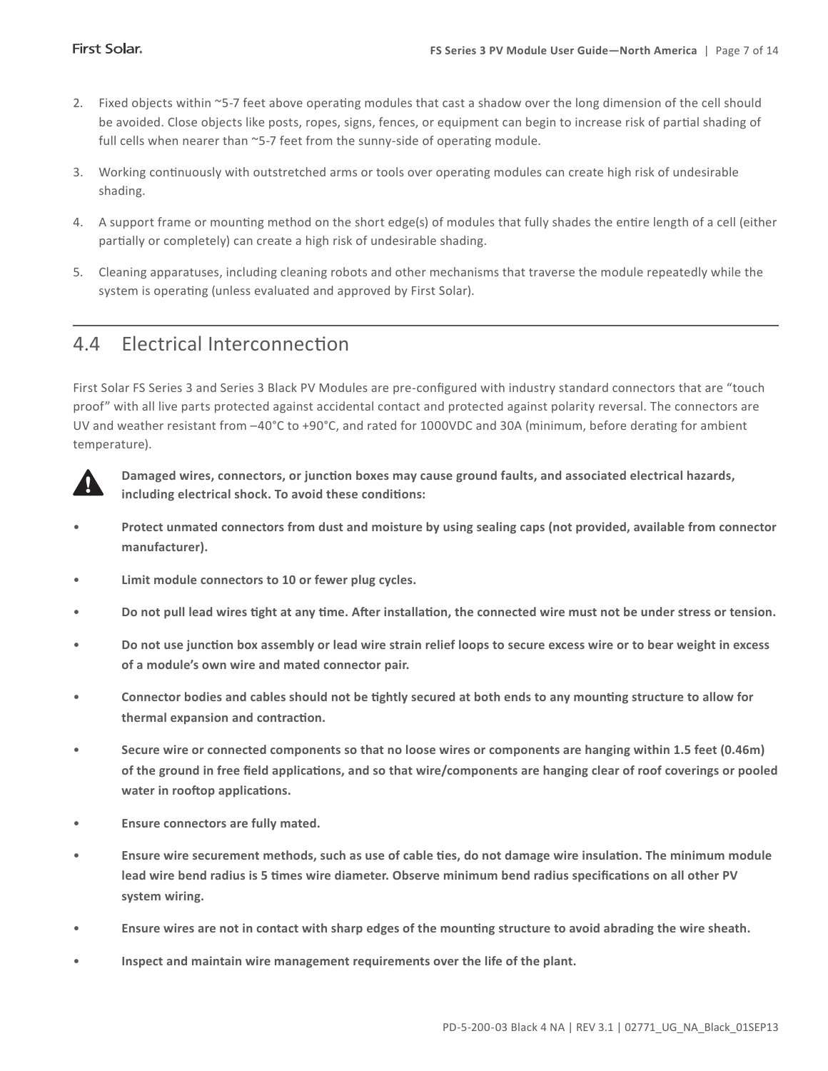2. Fixed objects within ~5-7 feet above operating modules that cast a shadow over the long dimension of the cell should be avoided. Close objects like posts, ropes, signs, fences, or equipment can begin to increase risk of partial shading of full cells when nearer than ~5-7 feet from the sunny-side of operating module.
3. Working continuously with outstretched arms or tools over operating modules can create high risk of undesirable shading.
4. A support frame or mounting method on the short edge(s) of modules that fully shades the entire length of a cell (either partially or completely) can create a high risk of undesirable shading.
5. Cleaning apparatuses, including cleaning robots and other mechanisms that traverse the module repeatedly while the system is operating (unless evaluated and approved by First Solar).

## 4.4 Electrical Interconnection

First Solar FS Series 3 and Series 3 Black PV Modules are pre-configured with industry standard connectors that are "touch proof" with all live parts protected against accidental contact and protected against polarity reversal. The connectors are UV and weather resistant from –40°C to +90°C, and rated for 1000VDC and 30A (minimum, before derating for ambient temperature).

**Damaged wires, connectors, or junction boxes may cause ground faults, and associated electrical hazards, including electrical shock. To avoid these conditions:**

- **Protect unmated connectors from dust and moisture by using sealing caps (not provided, available from connector manufacturer).**
- **Limit module connectors to 10 or fewer plug cycles.**
- **Do not pull lead wires tight at any time. After installation, the connected wire must not be under stress or tension.**
- **Do not use junction box assembly or lead wire strain relief loops to secure excess wire or to bear weight in excess of a module's own wire and mated connector pair.**
- **Connector bodies and cables should not be tightly secured at both ends to any mounting structure to allow for thermal expansion and contraction.**
- **Secure wire or connected components so that no loose wires or components are hanging within 1.5 feet (0.46m) of the ground in free field applications, and so that wire/components are hanging clear of roof coverings or pooled water in rooftop applications.**
- **Ensure connectors are fully mated.**
- **Ensure wire securement methods, such as use of cable ties, do not damage wire insulation. The minimum module lead wire bend radius is 5 times wire diameter. Observe minimum bend radius specifications on all other PV system wiring.**
- **Ensure wires are not in contact with sharp edges of the mounting structure to avoid abrading the wire sheath.**
- **Inspect and maintain wire management requirements over the life of the plant.**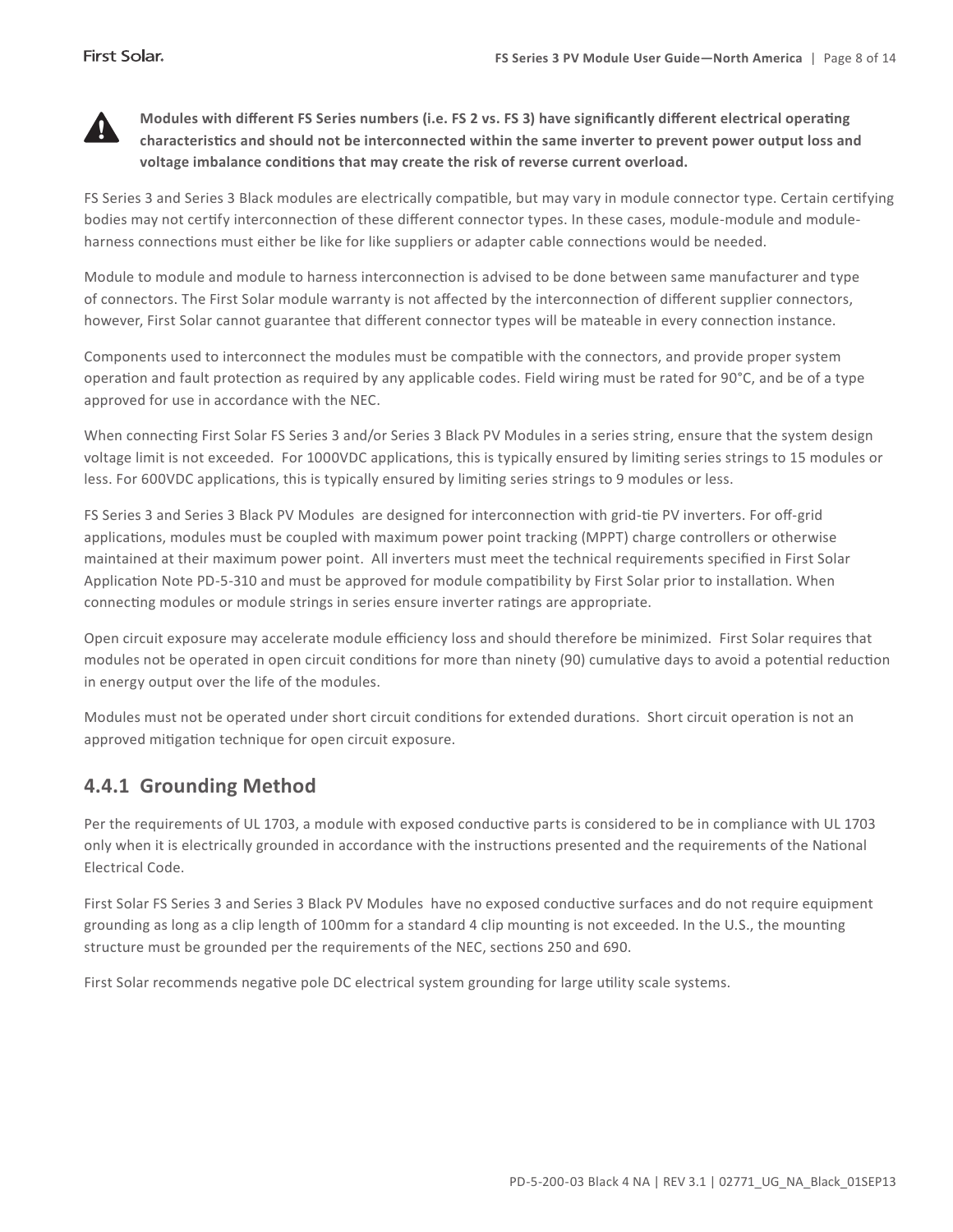**Modules with different FS Series numbers (i.e. FS 2 vs. FS 3) have significantly different electrical operating characteristics and should not be interconnected within the same inverter to prevent power output loss and voltage imbalance conditions that may create the risk of reverse current overload.**

FS Series 3 and Series 3 Black modules are electrically compatible, but may vary in module connector type. Certain certifying bodies may not certify interconnection of these different connector types. In these cases, module-module and module-harness connections must either be like for like suppliers or adapter cable connections would be needed.

Module to module and module to harness interconnection is advised to be done between same manufacturer and type of connectors. The First Solar module warranty is not affected by the interconnection of different supplier connectors, however, First Solar cannot guarantee that different connector types will be mateable in every connection instance.

Components used to interconnect the modules must be compatible with the connectors, and provide proper system operation and fault protection as required by any applicable codes. Field wiring must be rated for 90°C, and be of a type approved for use in accordance with the NEC.

When connecting First Solar FS Series 3 and/or Series 3 Black PV Modules in a series string, ensure that the system design voltage limit is not exceeded. For 1000VDC applications, this is typically ensured by limiting series strings to 15 modules or less. For 600VDC applications, this is typically ensured by limiting series strings to 9 modules or less.

FS Series 3 and Series 3 Black PV Modules are designed for interconnection with grid-tie PV inverters. For off-grid applications, modules must be coupled with maximum power point tracking (MPPT) charge controllers or otherwise maintained at their maximum power point. All inverters must meet the technical requirements specified in First Solar Application Note PD-5-310 and must be approved for module compatibility by First Solar prior to installation. When connecting modules or module strings in series ensure inverter ratings are appropriate.

Open circuit exposure may accelerate module efficiency loss and should therefore be minimized. First Solar requires that modules not be operated in open circuit conditions for more than ninety (90) cumulative days to avoid a potential reduction in energy output over the life of the modules.

Modules must not be operated under short circuit conditions for extended durations. Short circuit operation is not an approved mitigation technique for open circuit exposure.

### 4.4.1 Grounding Method

Per the requirements of UL 1703, a module with exposed conductive parts is considered to be in compliance with UL 1703 only when it is electrically grounded in accordance with the instructions presented and the requirements of the National Electrical Code.

First Solar FS Series 3 and Series 3 Black PV Modules have no exposed conductive surfaces and do not require equipment grounding as long as a clip length of 100mm for a standard 4 clip mounting is not exceeded. In the U.S., the mounting structure must be grounded per the requirements of the NEC, sections 250 and 690.

First Solar recommends negative pole DC electrical system grounding for large utility scale systems.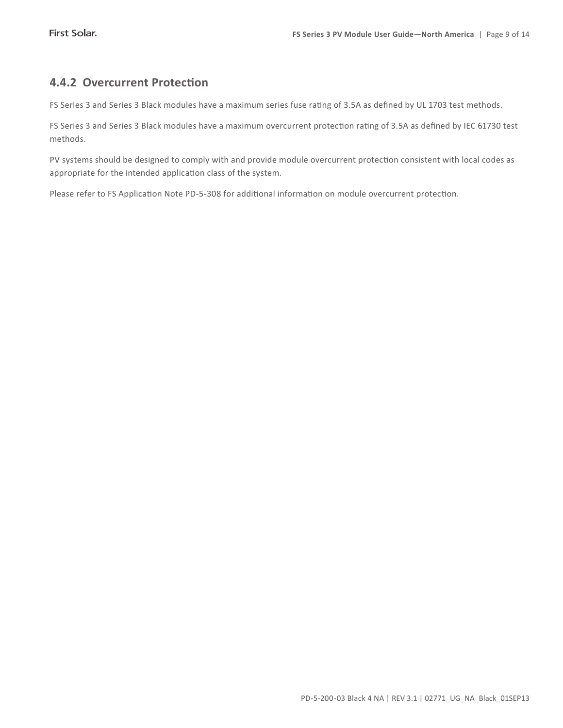### 4.4.2 Overcurrent Protection

FS Series 3 and Series 3 Black modules have a maximum series fuse rating of 3.5A as defined by UL 1703 test methods.

FS Series 3 and Series 3 Black modules have a maximum overcurrent protection rating of 3.5A as defined by IEC 61730 test methods.

PV systems should be designed to comply with and provide module overcurrent protection consistent with local codes as appropriate for the intended application class of the system.

Please refer to FS Application Note PD-5-308 for additional information on module overcurrent protection.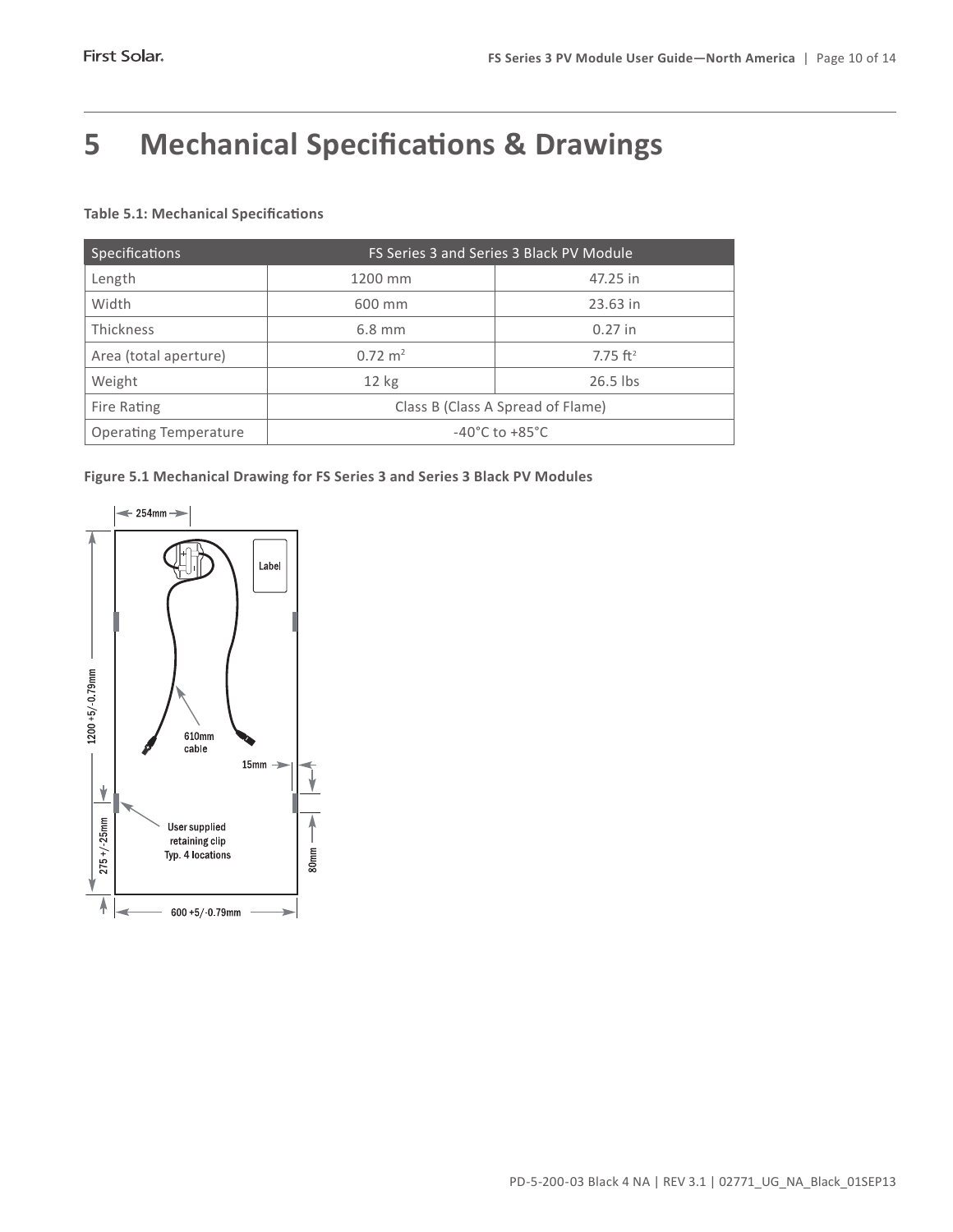# 5 Mechanical Specifications & Drawings

**Table 5.1: Mechanical Specifications**

| Specifications | FS Series 3 and Series 3 Black PV Module | |
|---|---|---|
| Length | 1200 mm | 47.25 in |
| Width | 600 mm | 23.63 in |
| Thickness | 6.8 mm | 0.27 in |
| Area (total aperture) | 0.72 $m^2$ | 7.75 $ft^2$ |
| Weight | 12 kg | 26.5 lbs |
| Fire Rating | Class B (Class A Spread of Flame) | |
| Operating Temperature | -40°C to +85°C | |

**Figure 5.1 Mechanical Drawing for FS Series 3 and Series 3 Black PV Modules**

254mm

Label

1200 +5/-0.79mm

610mm cable

15mm

User supplied retaining clip Typ. 4 locations

275 +/-25mm

80mm

600 +5/-0.79mm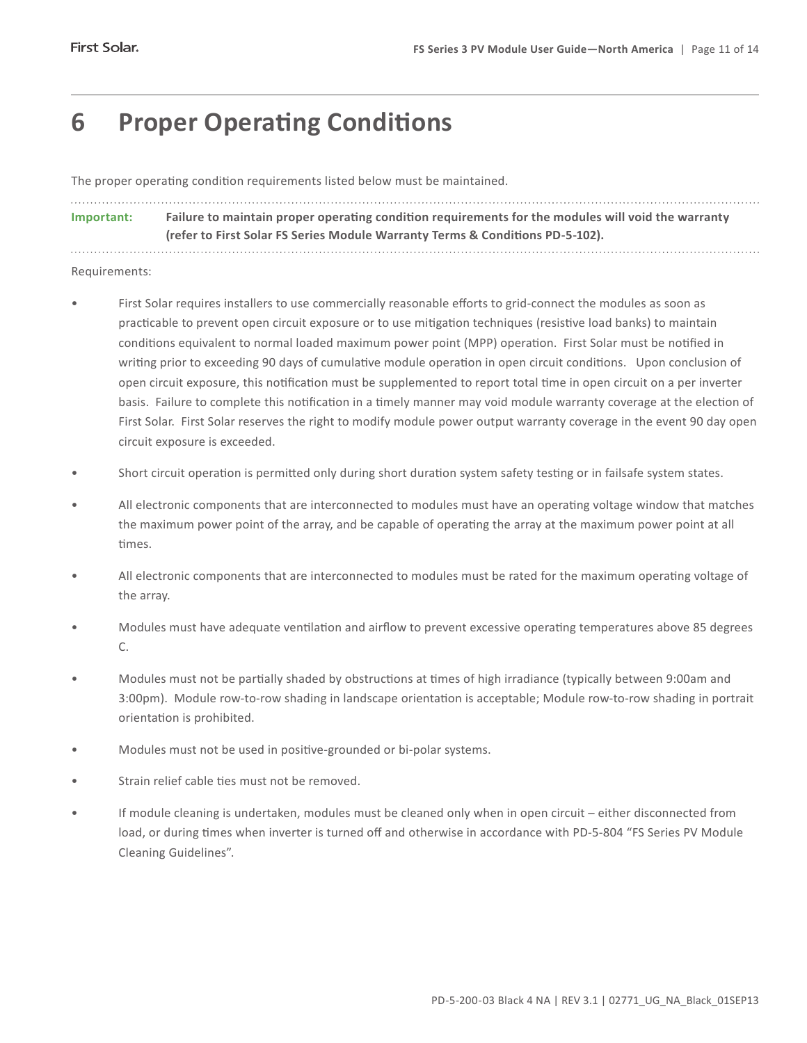# 6 Proper Operating Conditions

The proper operating condition requirements listed below must be maintained.

**Important:** **Failure to maintain proper operating condition requirements for the modules will void the warranty (refer to First Solar FS Series Module Warranty Terms & Conditions PD-5-102).**

Requirements:

- First Solar requires installers to use commercially reasonable efforts to grid-connect the modules as soon as practicable to prevent open circuit exposure or to use mitigation techniques (resistive load banks) to maintain conditions equivalent to normal loaded maximum power point (MPP) operation. First Solar must be notified in writing prior to exceeding 90 days of cumulative module operation in open circuit conditions. Upon conclusion of open circuit exposure, this notification must be supplemented to report total time in open circuit on a per inverter basis. Failure to complete this notification in a timely manner may void module warranty coverage at the election of First Solar. First Solar reserves the right to modify module power output warranty coverage in the event 90 day open circuit exposure is exceeded.
- Short circuit operation is permitted only during short duration system safety testing or in failsafe system states.
- All electronic components that are interconnected to modules must have an operating voltage window that matches the maximum power point of the array, and be capable of operating the array at the maximum power point at all times.
- All electronic components that are interconnected to modules must be rated for the maximum operating voltage of the array.
- Modules must have adequate ventilation and airflow to prevent excessive operating temperatures above 85 degrees C.
- Modules must not be partially shaded by obstructions at times of high irradiance (typically between 9:00am and 3:00pm). Module row-to-row shading in landscape orientation is acceptable; Module row-to-row shading in portrait orientation is prohibited.
- Modules must not be used in positive-grounded or bi-polar systems.
- Strain relief cable ties must not be removed.
- If module cleaning is undertaken, modules must be cleaned only when in open circuit – either disconnected from load, or during times when inverter is turned off and otherwise in accordance with PD-5-804 "FS Series PV Module Cleaning Guidelines".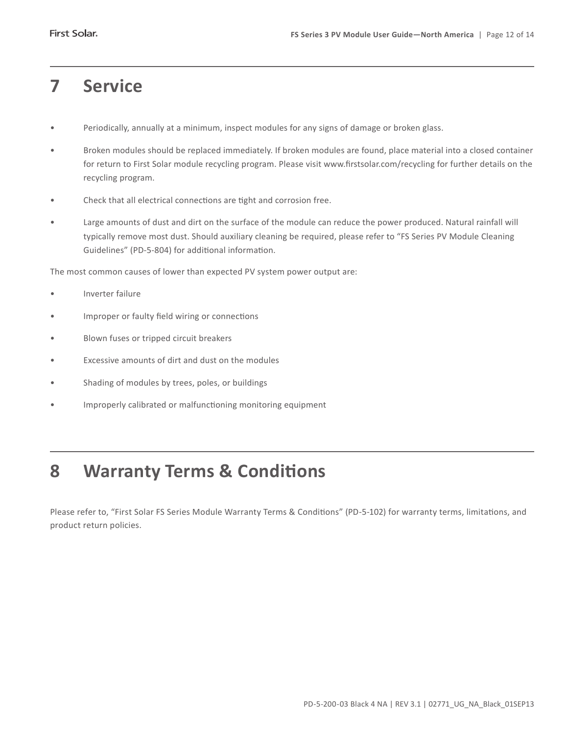## 7 Service

- Periodically, annually at a minimum, inspect modules for any signs of damage or broken glass.
- Broken modules should be replaced immediately. If broken modules are found, place material into a closed container for return to First Solar module recycling program. Please visit www.firstsolar.com/recycling for further details on the recycling program.
- Check that all electrical connections are tight and corrosion free.
- Large amounts of dust and dirt on the surface of the module can reduce the power produced. Natural rainfall will typically remove most dust. Should auxiliary cleaning be required, please refer to "FS Series PV Module Cleaning Guidelines" (PD-5-804) for additional information.

The most common causes of lower than expected PV system power output are:

- Inverter failure
- Improper or faulty field wiring or connections
- Blown fuses or tripped circuit breakers
- Excessive amounts of dirt and dust on the modules
- Shading of modules by trees, poles, or buildings
- Improperly calibrated or malfunctioning monitoring equipment

## 8 Warranty Terms & Conditions

Please refer to, "First Solar FS Series Module Warranty Terms & Conditions" (PD-5-102) for warranty terms, limitations, and product return policies.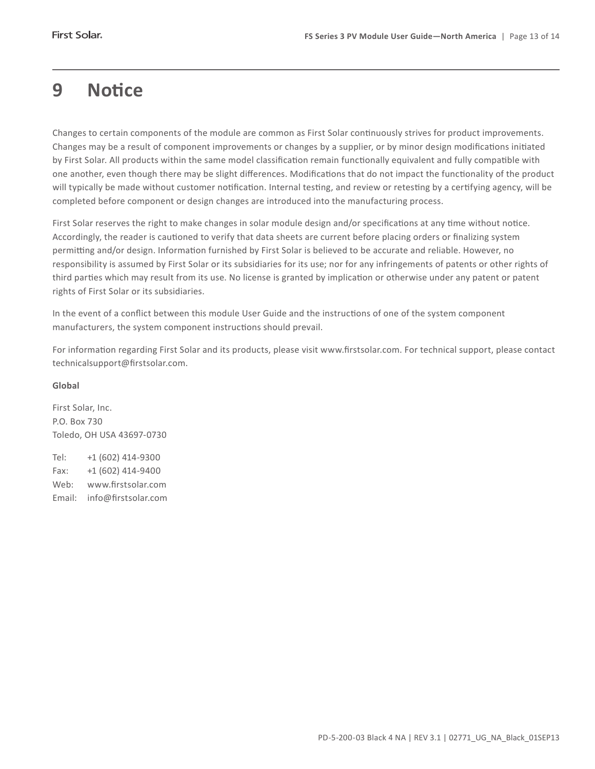# 9 Notice

Changes to certain components of the module are common as First Solar continuously strives for product improvements. Changes may be a result of component improvements or changes by a supplier, or by minor design modifications initiated by First Solar. All products within the same model classification remain functionally equivalent and fully compatible with one another, even though there may be slight differences. Modifications that do not impact the functionality of the product will typically be made without customer notification. Internal testing, and review or retesting by a certifying agency, will be completed before component or design changes are introduced into the manufacturing process.

First Solar reserves the right to make changes in solar module design and/or specifications at any time without notice. Accordingly, the reader is cautioned to verify that data sheets are current before placing orders or finalizing system permitting and/or design. Information furnished by First Solar is believed to be accurate and reliable. However, no responsibility is assumed by First Solar or its subsidiaries for its use; nor for any infringements of patents or other rights of third parties which may result from its use. No license is granted by implication or otherwise under any patent or patent rights of First Solar or its subsidiaries.

In the event of a conflict between this module User Guide and the instructions of one of the system component manufacturers, the system component instructions should prevail.

For information regarding First Solar and its products, please visit www.firstsolar.com. For technical support, please contact technicalsupport@firstsolar.com.

**Global**

First Solar, Inc.
P.O. Box 730
Toledo, OH USA 43697-0730

Tel: +1 (602) 414-9300
Fax: +1 (602) 414-9400
Web: www.firstsolar.com
Email: info@firstsolar.com

PD-5-200-03 Black 4 NA | REV 3.1 | 02771_UG_NA_Black_01SEP13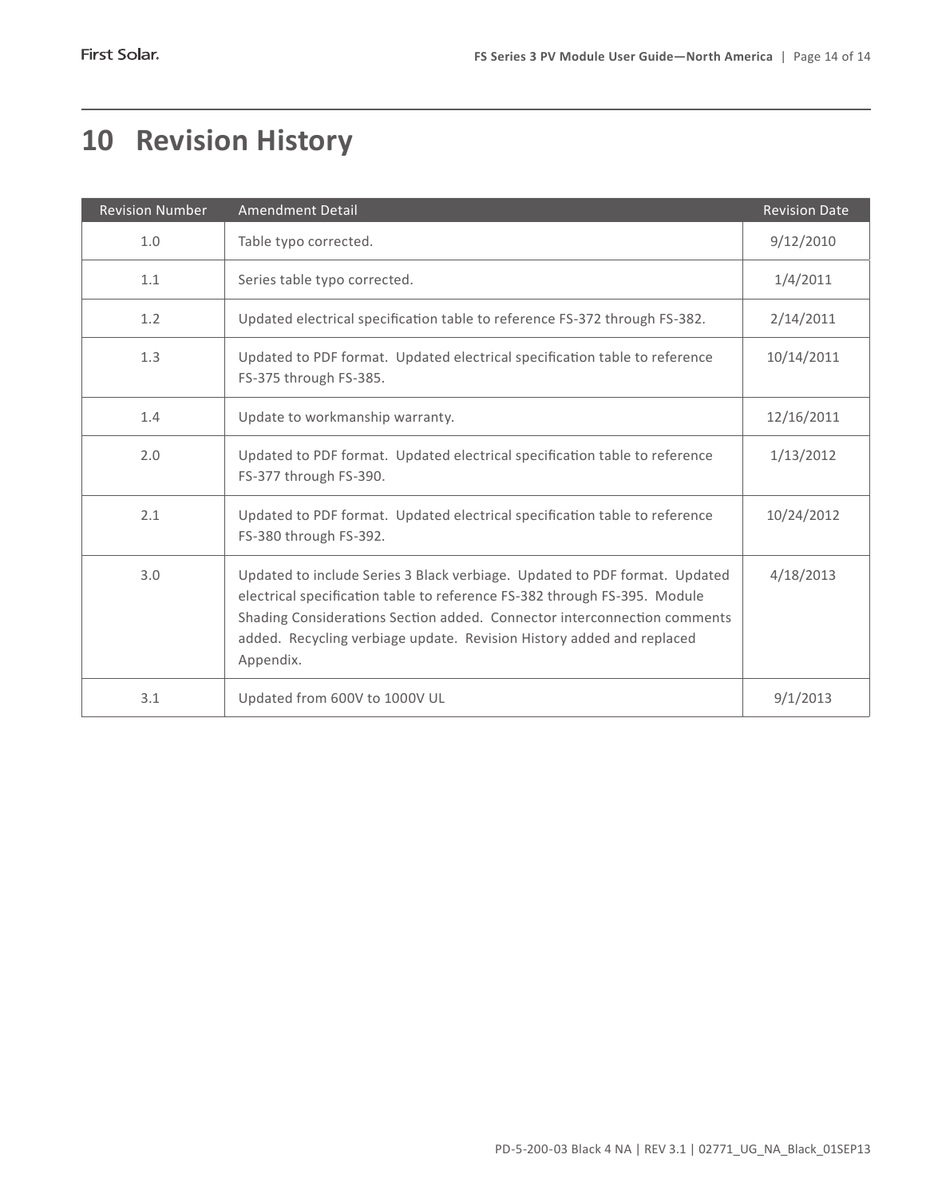# 10 Revision History

| Revision Number | Amendment Detail | Revision Date |
|---|---|---|
| 1.0 | Table typo corrected. | 9/12/2010 |
| 1.1 | Series table typo corrected. | 1/4/2011 |
| 1.2 | Updated electrical specification table to reference FS-372 through FS-382. | 2/14/2011 |
| 1.3 | Updated to PDF format. Updated electrical specification table to reference FS-375 through FS-385. | 10/14/2011 |
| 1.4 | Update to workmanship warranty. | 12/16/2011 |
| 2.0 | Updated to PDF format. Updated electrical specification table to reference FS-377 through FS-390. | 1/13/2012 |
| 2.1 | Updated to PDF format. Updated electrical specification table to reference FS-380 through FS-392. | 10/24/2012 |
| 3.0 | Updated to include Series 3 Black verbiage. Updated to PDF format. Updated electrical specification table to reference FS-382 through FS-395. Module Shading Considerations Section added. Connector interconnection comments added. Recycling verbiage update. Revision History added and replaced Appendix. | 4/18/2013 |
| 3.1 | Updated from 600V to 1000V UL | 9/1/2013 |

PD-5-200-03 Black 4 NA | REV 3.1 | 02771_UG_NA_Black_01SEP13